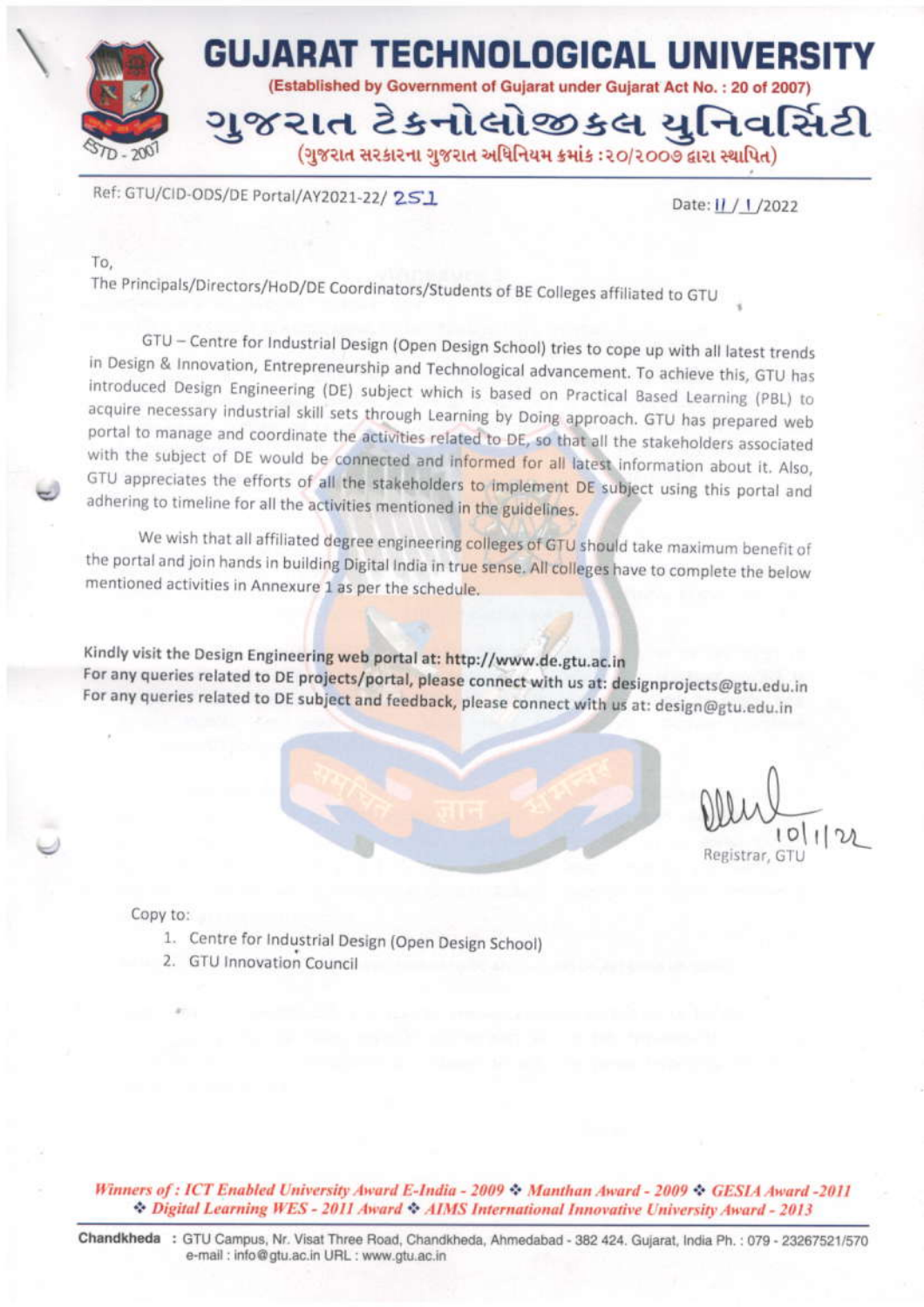# GUJARAT TECHNOLOGICAL UNIVERSITY

**(Established by Government of Gujarat under Gujarat Act No. : 20 of 2007)**

# ગુજરાત ટેક્નોલોજીકલ યુનિવર્સિટી

(ગુજરાત સરકારના ગુજરાત અધિનિયમ ક્રમાંક :૨૦/૨૦૦૭ દ્વારા સ્થાપિત)

Ref: GTU/CID-ODS/DE Portal/AY2021-22/ 251

Date: 11 / 1 /2022

To,

The Principals/Directors/HoD/DE Coordinators/Students of BE Colleges affiliated to GTU

GTU – Centre for Industrial Design (Open Design School) tries to cope up with all latest trends in Design & Innovation, Entrepreneurship and Technological advancement. To achieve this, GTU has introduced Design Engineering (DE) subject which is based on Practical Based Learning (PBL) to acquire necessary industrial skill sets through Learning by Doing approach. GTU has prepared web portal to manage and coordinate the activities related to DE, so that all the stakeholders associated with the subject of DE would be connected and informed for all latest information about it. Also, GTU appreciates the efforts of all the stakeholders to implement DE subject using this portal and adhering to timeline for all the activities mentioned in the guidelines.

We wish that all affiliated degree engineering colleges of GTU should take maximum benefit of the portal and join hands in building Digital India in true sense. All colleges have to complete the below mentioned activities in Annexure 1 as per the schedule.

**Kindly visit the Design Engineering web portal at: http://www.de.gtu.ac.in**
**For any queries related to DE projects/portal, please connect with us at: designprojects@gtu.edu.in**
**For any queries related to DE subject and feedback, please connect with us at: design@gtu.edu.in**

10/1/22

Registrar, GTU

Copy to:

1. Centre for Industrial Design (Open Design School)
2. GTU Innovation Council

*Winners of : ICT Enabled University Award E-India - 2009 ❖ Manthan Award - 2009 ❖ GESIA Award -2011 ❖ Digital Learning WES - 2011 Award ❖ AIMS International Innovative University Award - 2013*

**Chandkheda** : GTU Campus, Nr. Visat Three Road, Chandkheda, Ahmedabad - 382 424. Gujarat, India Ph. : 079 - 23267521/570 e-mail : info@gtu.ac.in URL : www.gtu.ac.in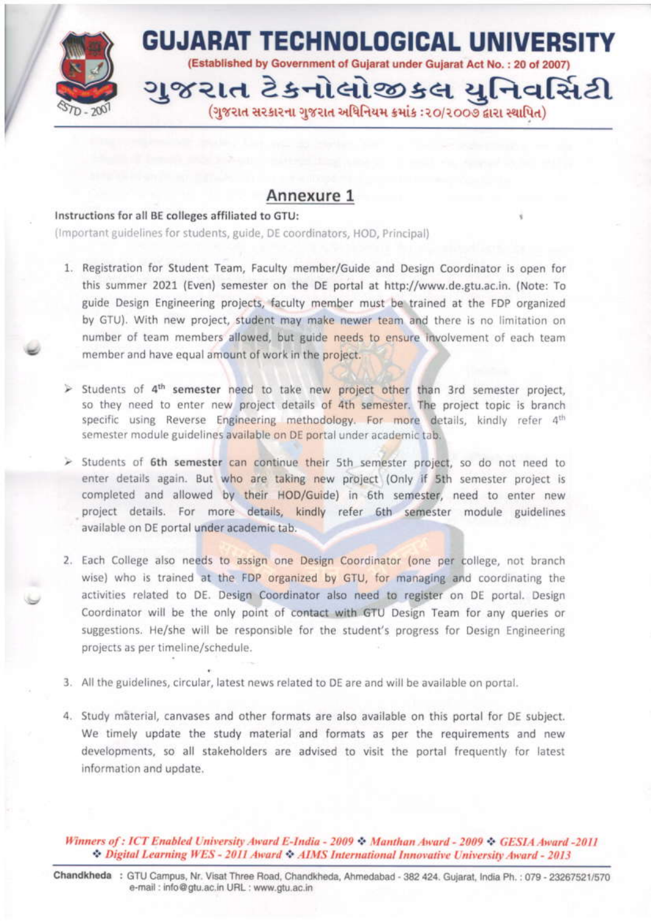## Annexure 1

**Instructions for all BE colleges affiliated to GTU:**

(Important guidelines for students, guide, DE coordinators, HOD, Principal)

1. Registration for Student Team, Faculty member/Guide and Design Coordinator is open for this summer 2021 (Even) semester on the DE portal at http://www.de.gtu.ac.in. (Note: To guide Design Engineering projects, faculty member must be trained at the FDP organized by GTU). With new project, student may make newer team and there is no limitation on number of team members allowed, but guide needs to ensure involvement of each team member and have equal amount of work in the project.

   - Students of 4th **semester** need to take new project other than 3rd semester project, so they need to enter new project details of 4th semester. The project topic is branch specific using Reverse Engineering methodology. For more details, kindly refer 4th semester module guidelines available on DE portal under academic tab.
   - Students of **6th semester** can continue their 5th semester project, so do not need to enter details again. But who are taking new project (Only if 5th semester project is completed and allowed by their HOD/Guide) in 6th semester, need to enter new project details. For more details, kindly refer 6th semester module guidelines available on DE portal under academic tab.

2. Each College also needs to assign one Design Coordinator (one per college, not branch wise) who is trained at the FDP organized by GTU, for managing and coordinating the activities related to DE. Design Coordinator also need to register on DE portal. Design Coordinator will be the only point of contact with GTU Design Team for any queries or suggestions. He/she will be responsible for the student's progress for Design Engineering projects as per timeline/schedule.

3. All the guidelines, circular, latest news related to DE are and will be available on portal.

4. Study material, canvases and other formats are also available on this portal for DE subject. We timely update the study material and formats as per the requirements and new developments, so all stakeholders are advised to visit the portal frequently for latest information and update.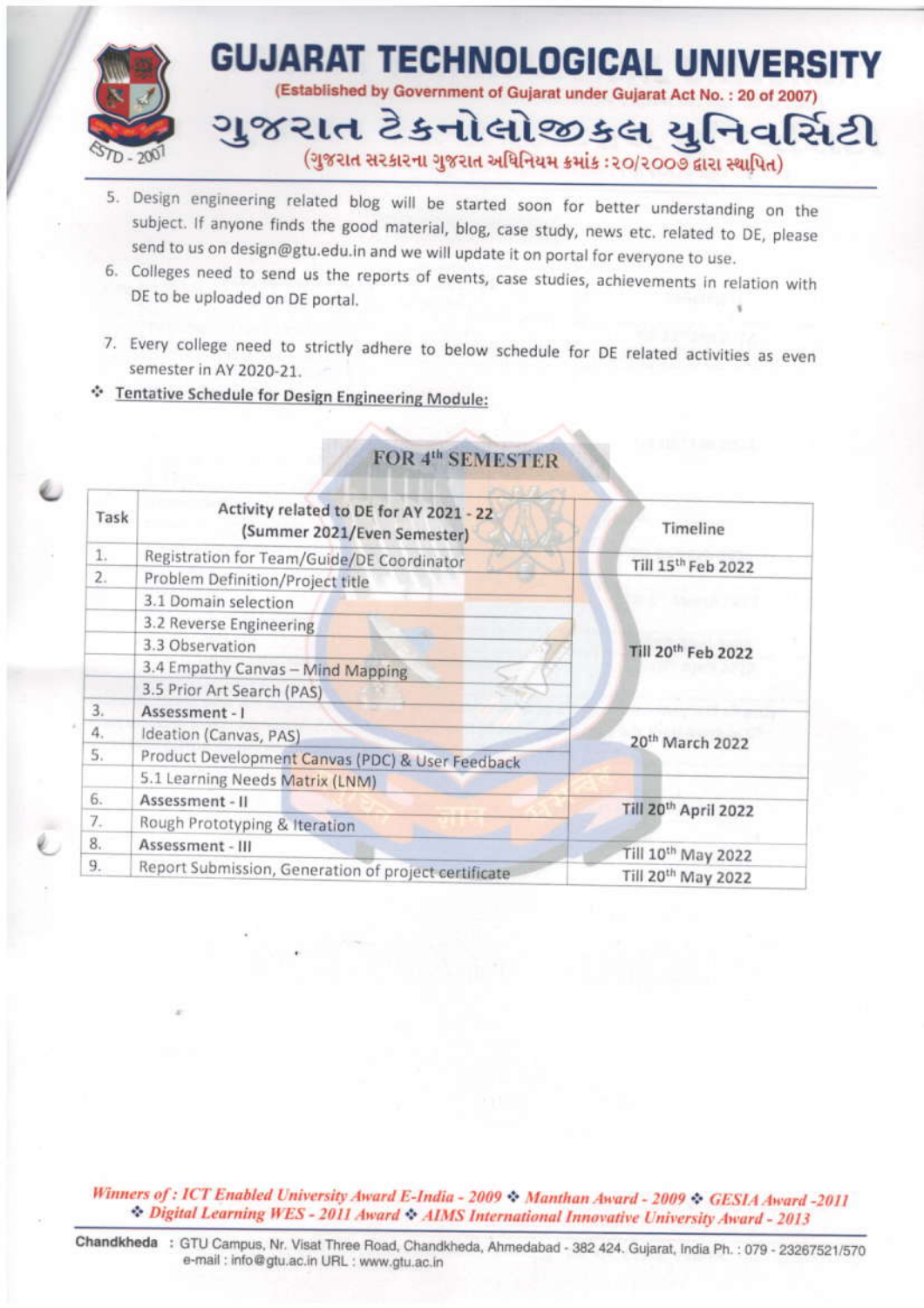5. Design engineering related blog will be started soon for better understanding on the subject. If anyone finds the good material, blog, case study, news etc. related to DE, please send to us on design@gtu.edu.in and we will update it on portal for everyone to use.
6. Colleges need to send us the reports of events, case studies, achievements in relation with DE to be uploaded on DE portal.
7. Every college need to strictly adhere to below schedule for DE related activities as even semester in AY 2020-21.

❖ **Tentative Schedule for Design Engineering Module:**

**FOR 4th SEMESTER**

| Task | Activity related to DE for AY 2021 - 22 (Summer 2021/Even Semester) | Timeline |
|---|---|---|
| 1. | Registration for Team/Guide/DE Coordinator | Till 15th Feb 2022 |
| 2. | Problem Definition/Project title | Till 20th Feb 2022 |
| | 3.1 Domain selection | |
| | 3.2 Reverse Engineering | |
| | 3.3 Observation | |
| | 3.4 Empathy Canvas – Mind Mapping | |
| | 3.5 Prior Art Search (PAS) | |
| 3. | Assessment - I | 20th March 2022 |
| 4. | Ideation (Canvas, PAS) | |
| 5. | Product Development Canvas (PDC) & User Feedback | |
| | 5.1 Learning Needs Matrix (LNM) | Till 20th April 2022 |
| 6. | Assessment - II | |
| 7. | Rough Prototyping & Iteration | |
| 8. | Assessment - III | Till 10th May 2022 |
| 9. | Report Submission, Generation of project certificate | Till 20th May 2022 |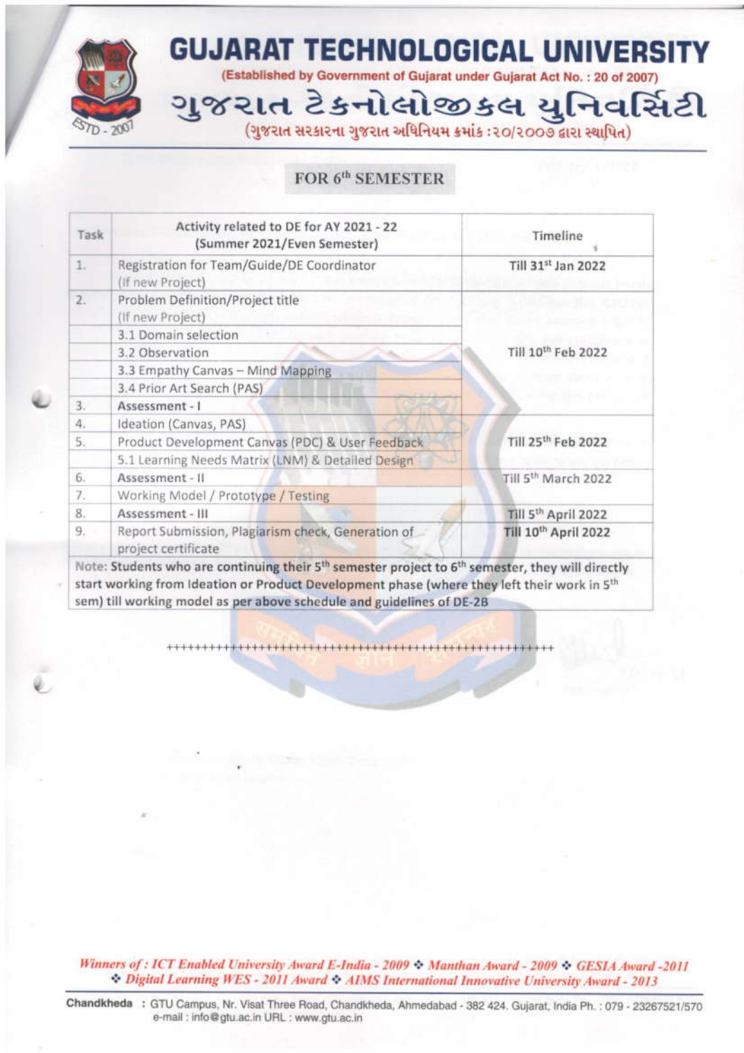# GUJARAT TECHNOLOGICAL UNIVERSITY

(Established by Government of Gujarat under Gujarat Act No. : 20 of 2007)

# ગુજરાત ટેક્નોલોજીકલ યુનિવર્સિટી

(ગુજરાત સરકારના ગુજરાત અધિનિયમ ક્રમાંક :૨૦/૨૦૦૭ દ્વારા સ્થાપિત)

## FOR 6th SEMESTER

| Task | Activity related to DE for AY 2021 - 22 (Summer 2021/Even Semester) | Timeline |
|---|---|---|
| 1. | Registration for Team/Guide/DE Coordinator (If new Project) | Till 31st Jan 2022 |
| 2. | Problem Definition/Project title (If new Project) | Till 10th Feb 2022 |
| | 3.1 Domain selection | |
| | 3.2 Observation | |
| | 3.3 Empathy Canvas – Mind Mapping | |
| | 3.4 Prior Art Search (PAS) | |
| 3. | Assessment - I | |
| 4. | Ideation (Canvas, PAS) | Till 25th Feb 2022 |
| 5. | Product Development Canvas (PDC) & User Feedback | |
| | 5.1 Learning Needs Matrix (LNM) & Detailed Design | |
| 6. | Assessment - II | Till 5th March 2022 |
| 7. | Working Model / Prototype / Testing | |
| 8. | Assessment - III | Till 5th April 2022 |
| 9. | Report Submission, Plagiarism check, Generation of project certificate | Till 10th April 2022 |

Note: Students who are continuing their 5th semester project to 6th semester, they will directly start working from Ideation or Product Development phase (where they left their work in 5th sem) till working model as per above schedule and guidelines of DE-2B

++++++++++++++++++++++++++++++++++++++++++++++++++++++++++++

*Winners of : ICT Enabled University Award E-India - 2009 ❖ Manthan Award - 2009 ❖ GESIA Award -2011 ❖ Digital Learning WES - 2011 Award ❖ AIMS International Innovative University Award - 2013*

**Chandkheda** : GTU Campus, Nr. Visat Three Road, Chandkheda, Ahmedabad - 382 424. Gujarat, India Ph. : 079 - 23267521/570 e-mail : info@gtu.ac.in URL : www.gtu.ac.in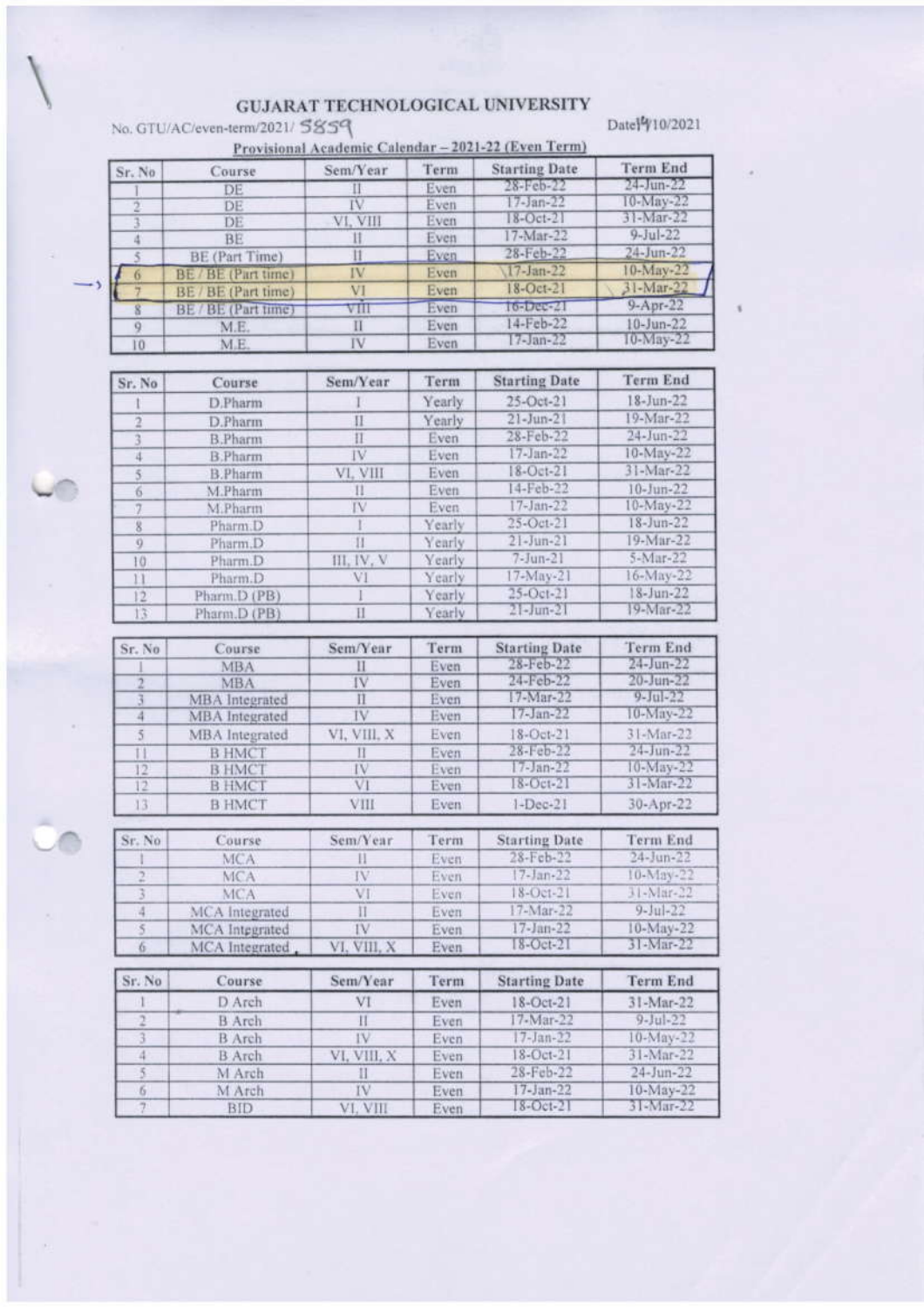# GUJARAT TECHNOLOGICAL UNIVERSITY

No. GTU/AC/even-term/2021/ 5859

Date 14/10/2021

**Provisional Academic Calendar – 2021-22 (Even Term)**

| Sr. No | Course | Sem/Year | Term | Starting Date | Term End |
|---|---|---|---|---|---|
| 1 | DE | II | Even | 28-Feb-22 | 24-Jun-22 |
| 2 | DE | IV | Even | 17-Jan-22 | 10-May-22 |
| 3 | DE | VI, VIII | Even | 18-Oct-21 | 31-Mar-22 |
| 4 | BE | II | Even | 17-Mar-22 | 9-Jul-22 |
| 5 | BE (Part Time) | II | Even | 28-Feb-22 | 24-Jun-22 |
| 6 | BE / BE (Part time) | IV | Even | 17-Jan-22 | 10-May-22 |
| 7 | BE / BE (Part time) | VI | Even | 18-Oct-21 | 31-Mar-22 |
| 8 | BE / BE (Part time) | VIII | Even | 16-Dec-21 | 9-Apr-22 |
| 9 | M.E. | II | Even | 14-Feb-22 | 10-Jun-22 |
| 10 | M.E. | IV | Even | 17-Jan-22 | 10-May-22 |

| Sr. No | Course | Sem/Year | Term | Starting Date | Term End |
|---|---|---|---|---|---|
| 1 | D.Pharm | I | Yearly | 25-Oct-21 | 18-Jun-22 |
| 2 | D.Pharm | II | Yearly | 21-Jun-21 | 19-Mar-22 |
| 3 | B.Pharm | II | Even | 28-Feb-22 | 24-Jun-22 |
| 4 | B.Pharm | IV | Even | 17-Jan-22 | 10-May-22 |
| 5 | B.Pharm | VI, VIII | Even | 18-Oct-21 | 31-Mar-22 |
| 6 | M.Pharm | II | Even | 14-Feb-22 | 10-Jun-22 |
| 7 | M.Pharm | IV | Even | 17-Jan-22 | 10-May-22 |
| 8 | Pharm.D | I | Yearly | 25-Oct-21 | 18-Jun-22 |
| 9 | Pharm.D | II | Yearly | 21-Jun-21 | 19-Mar-22 |
| 10 | Pharm.D | III, IV, V | Yearly | 7-Jun-21 | 5-Mar-22 |
| 11 | Pharm.D | VI | Yearly | 17-May-21 | 16-May-22 |
| 12 | Pharm.D (PB) | I | Yearly | 25-Oct-21 | 18-Jun-22 |
| 13 | Pharm.D (PB) | II | Yearly | 21-Jun-21 | 19-Mar-22 |

| Sr. No | Course | Sem/Year | Term | Starting Date | Term End |
|---|---|---|---|---|---|
| 1 | MBA | II | Even | 28-Feb-22 | 24-Jun-22 |
| 2 | MBA | IV | Even | 24-Feb-22 | 20-Jun-22 |
| 3 | MBA Integrated | II | Even | 17-Mar-22 | 9-Jul-22 |
| 4 | MBA Integrated | IV | Even | 17-Jan-22 | 10-May-22 |
| 5 | MBA Integrated | VI, VIII, X | Even | 18-Oct-21 | 31-Mar-22 |
| 11 | B HMCT | II | Even | 28-Feb-22 | 24-Jun-22 |
| 12 | B HMCT | IV | Even | 17-Jan-22 | 10-May-22 |
| 12 | B HMCT | VI | Even | 18-Oct-21 | 31-Mar-22 |
| 13 | B HMCT | VIII | Even | 1-Dec-21 | 30-Apr-22 |

| Sr. No | Course | Sem/Year | Term | Starting Date | Term End |
|---|---|---|---|---|---|
| 1 | MCA | II | Even | 28-Feb-22 | 24-Jun-22 |
| 2 | MCA | IV | Even | 17-Jan-22 | 10-May-22 |
| 3 | MCA | VI | Even | 18-Oct-21 | 31-Mar-22 |
| 4 | MCA Integrated | II | Even | 17-Mar-22 | 9-Jul-22 |
| 5 | MCA Integrated | IV | Even | 17-Jan-22 | 10-May-22 |
| 6 | MCA Integrated | VI, VIII, X | Even | 18-Oct-21 | 31-Mar-22 |

| Sr. No | Course | Sem/Year | Term | Starting Date | Term End |
|---|---|---|---|---|---|
| 1 | D Arch | VI | Even | 18-Oct-21 | 31-Mar-22 |
| 2 | B Arch | II | Even | 17-Mar-22 | 9-Jul-22 |
| 3 | B Arch | IV | Even | 17-Jan-22 | 10-May-22 |
| 4 | B Arch | VI, VIII, X | Even | 18-Oct-21 | 31-Mar-22 |
| 5 | M Arch | II | Even | 28-Feb-22 | 24-Jun-22 |
| 6 | M Arch | IV | Even | 17-Jan-22 | 10-May-22 |
| 7 | BID | VI, VIII | Even | 18-Oct-21 | 31-Mar-22 |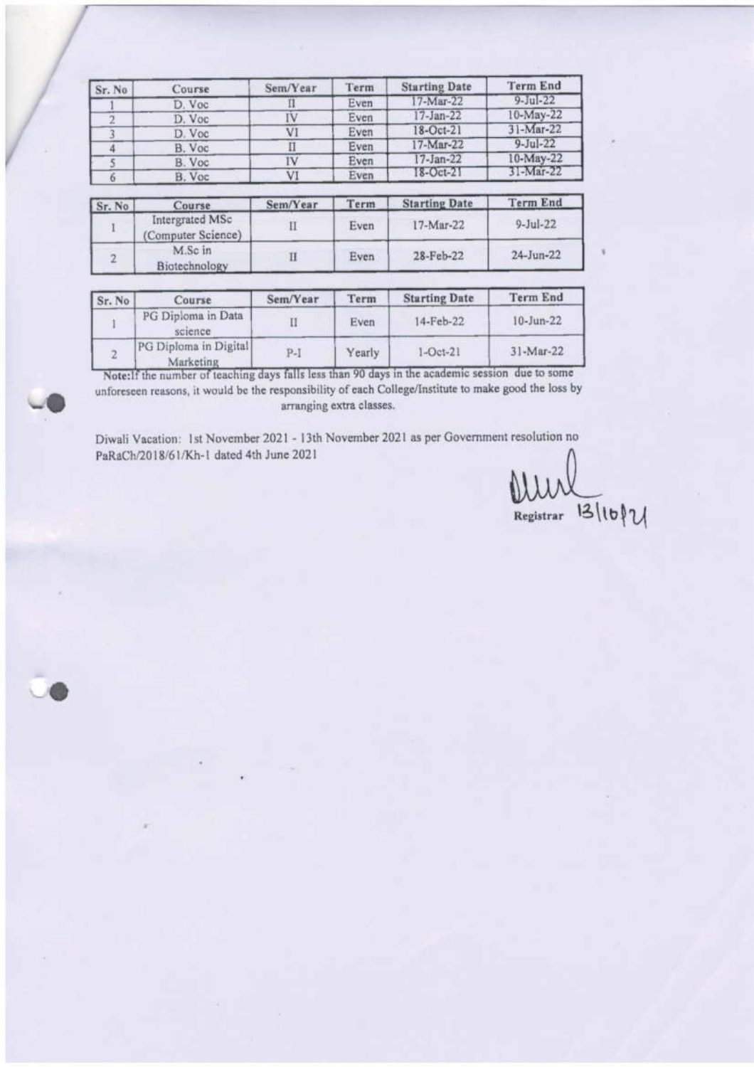| Sr. No | Course | Sem/Year | Term | Starting Date | Term End |
|---|---|---|---|---|---|
| 1 | D. Voc | II | Even | 17-Mar-22 | 9-Jul-22 |
| 2 | D. Voc | IV | Even | 17-Jan-22 | 10-May-22 |
| 3 | D. Voc | VI | Even | 18-Oct-21 | 31-Mar-22 |
| 4 | B. Voc | II | Even | 17-Mar-22 | 9-Jul-22 |
| 5 | B. Voc | IV | Even | 17-Jan-22 | 10-May-22 |
| 6 | B. Voc | VI | Even | 18-Oct-21 | 31-Mar-22 |

| Sr. No | Course | Sem/Year | Term | Starting Date | Term End |
|---|---|---|---|---|---|
| 1 | Intergrated MSc (Computer Science) | II | Even | 17-Mar-22 | 9-Jul-22 |
| 2 | M.Sc in Biotechnology | II | Even | 28-Feb-22 | 24-Jun-22 |

| Sr. No | Course | Sem/Year | Term | Starting Date | Term End |
|---|---|---|---|---|---|
| 1 | PG Diploma in Data science | II | Even | 14-Feb-22 | 10-Jun-22 |
| 2 | PG Diploma in Digital Marketing | P-I | Yearly | 1-Oct-21 | 31-Mar-22 |

**Note:** If the number of teaching days falls less than 90 days in the academic session due to some unforeseen reasons, it would be the responsibility of each College/Institute to make good the loss by arranging extra classes.

Diwali Vacation: 1st November 2021 - 13th November 2021 as per Government resolution no PaRaCh/2018/61/Kh-1 dated 4th June 2021

Registrar 13/10/21